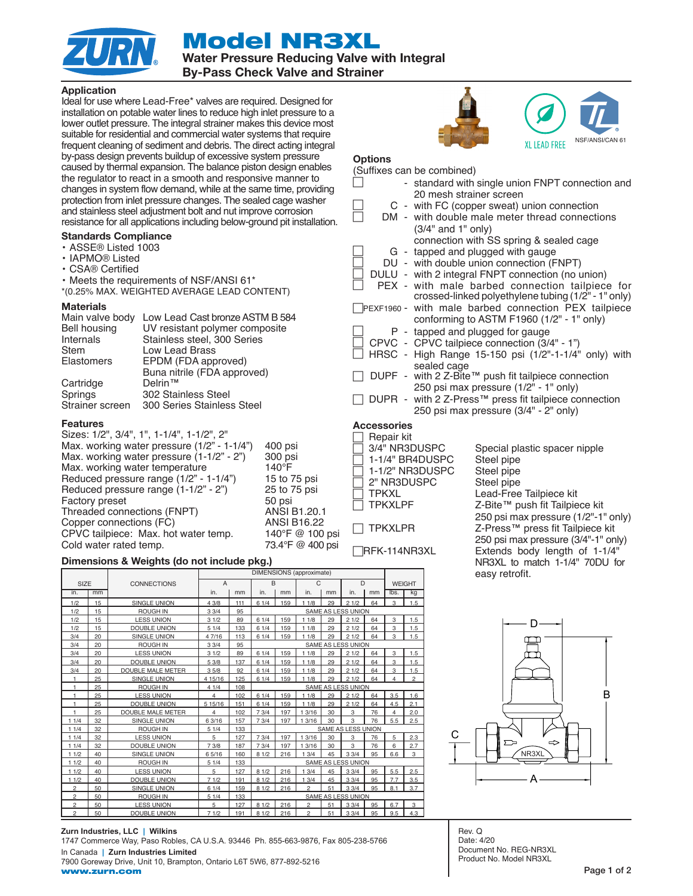# Model NR3XL

## Water Pressure Reducing Valve with Integral By-Pass Check Valve and Strainer

### Application

Ideal for use where Lead-Free* valves are required. Designed for installation on potable water lines to reduce high inlet pressure to a lower outlet pressure. The integral strainer makes this device most suitable for residential and commercial water systems that require frequent cleaning of sediment and debris. The direct acting integral by-pass design prevents buildup of excessive system pressure caused by thermal expansion. The balance piston design enables the regulator to react in a smooth and responsive manner to changes in system flow demand, while at the same time, providing protection from inlet pressure changes. The sealed cage washer and stainless steel adjustment bolt and nut improve corrosion resistance for all applications including below-ground pit installation.

### Standards Compliance

- ASSE® Listed 1003
- IAPMO® Listed
- CSA® Certified
- Meets the requirements of NSF/ANSI 61*

*(0.25% MAX. WEIGHTED AVERAGE LEAD CONTENT)

### Materials

| | |
|---|---|
| Main valve body | Low Lead Cast bronze ASTM B 584 |
| Bell housing | UV resistant polymer composite |
| Internals | Stainless steel, 300 Series |
| Stem | Low Lead Brass |
| Elastomers | EPDM (FDA approved) |
| | Buna nitrile (FDA approved) |
| Cartridge | Delrin™ |
| Springs | 302 Stainless Steel |
| Strainer screen | 300 Series Stainless Steel |

### Features

Sizes: 1/2", 3/4", 1", 1-1/4", 1-1/2", 2"

| | |
|---|---|
| Max. working water pressure (1/2" - 1-1/4") | 400 psi |
| Max. working water pressure (1-1/2" - 2") | 300 psi |
| Max. working water temperature | 140°F |
| Reduced pressure range (1/2" - 1-1/4") | 15 to 75 psi |
| Reduced pressure range (1-1/2" - 2") | 25 to 75 psi |
| Factory preset | 50 psi |
| Threaded connections (FNPT) | ANSI B1.20.1 |
| Copper connections (FC) | ANSI B16.22 |
| CPVC tailpiece: Max. hot water temp. | 140°F @ 100 psi |
| Cold water rated temp. | 73.4°F @ 400 psi |

### Dimensions & Weights (do not include pkg.)

| SIZE | | CONNECTIONS | DIMENSIONS (approximate) A | | B | | C | | D | | WEIGHT | |
|---|---|---|---|---|---|---|---|---|---|---|---|---|
| in. | mm | | in. | mm | in. | mm | in. | mm | in. | mm | lbs. | kg |
| 1/2 | 15 | SINGLE UNION | 4 3/8 | 111 | 6 1/4 | 159 | 1 1/8 | 29 | 2 1/2 | 64 | 3 | 1.5 |
| 1/2 | 15 | ROUGH IN | 3 3/4 | 95 | SAME AS LESS UNION | | | | | | | |
| 1/2 | 15 | LESS UNION | 3 1/2 | 89 | 6 1/4 | 159 | 1 1/8 | 29 | 2 1/2 | 64 | 3 | 1.5 |
| 1/2 | 15 | DOUBLE UNION | 5 1/4 | 133 | 6 1/4 | 159 | 1 1/8 | 29 | 2 1/2 | 64 | 3 | 1.5 |
| 3/4 | 20 | SINGLE UNION | 4 7/16 | 113 | 6 1/4 | 159 | 1 1/8 | 29 | 2 1/2 | 64 | 3 | 1.5 |
| 3/4 | 20 | ROUGH IN | 3 3/4 | 95 | SAME AS LESS UNION | | | | | | | |
| 3/4 | 20 | LESS UNION | 3 1/2 | 89 | 6 1/4 | 159 | 1 1/8 | 29 | 2 1/2 | 64 | 3 | 1.5 |
| 3/4 | 20 | DOUBLE UNION | 5 3/8 | 137 | 6 1/4 | 159 | 1 1/8 | 29 | 2 1/2 | 64 | 3 | 1.5 |
| 3/4 | 20 | DOUBLE MALE METER | 3 5/8 | 92 | 6 1/4 | 159 | 1 1/8 | 29 | 2 1/2 | 64 | 3 | 1.5 |
| 1 | 25 | SINGLE UNION | 4 15/16 | 125 | 6 1/4 | 159 | 1 1/8 | 29 | 2 1/2 | 64 | 4 | 2 |
| 1 | 25 | ROUGH IN | 4 1/4 | 108 | SAME AS LESS UNION | | | | | | | |
| 1 | 25 | LESS UNION | 4 | 102 | 6 1/4 | 159 | 1 1/8 | 29 | 2 1/2 | 64 | 3.5 | 1.6 |
| 1 | 25 | DOUBLE UNION | 5 15/16 | 151 | 6 1/4 | 159 | 1 1/8 | 29 | 2 1/2 | 64 | 4.5 | 2.1 |
| 1 | 25 | DOUBLE MALE METER | 4 | 102 | 7 3/4 | 197 | 1 3/16 | 30 | 3 | 76 | 4 | 2.0 |
| 1 1/4 | 32 | SINGLE UNION | 6 3/16 | 157 | 7 3/4 | 197 | 1 3/16 | 30 | 3 | 76 | 5.5 | 2.5 |
| 1 1/4 | 32 | ROUGH IN | 5 1/4 | 133 | SAME AS LESS UNION | | | | | | | |
| 1 1/4 | 32 | LESS UNION | 5 | 127 | 7 3/4 | 197 | 1 3/16 | 30 | 3 | 76 | 5 | 2.3 |
| 1 1/4 | 32 | DOUBLE UNION | 7 3/8 | 187 | 7 3/4 | 197 | 1 3/16 | 30 | 3 | 76 | 6 | 2.7 |
| 1 1/2 | 40 | SINGLE UNION | 6 5/16 | 160 | 8 1/2 | 216 | 1 3/4 | 45 | 3 3/4 | 95 | 6.6 | 3 |
| 1 1/2 | 40 | ROUGH IN | 5 1/4 | 133 | SAME AS LESS UNION | | | | | | | |
| 1 1/2 | 40 | LESS UNION | 5 | 127 | 8 1/2 | 216 | 1 3/4 | 45 | 3 3/4 | 95 | 5.5 | 2.5 |
| 1 1/2 | 40 | DOUBLE UNION | 7 1/2 | 191 | 8 1/2 | 216 | 1 3/4 | 45 | 3 3/4 | 95 | 7.7 | 3.5 |
| 2 | 50 | SINGLE UNION | 6 1/4 | 159 | 8 1/2 | 216 | 2 | 51 | 3 3/4 | 95 | 8.1 | 3.7 |
| 2 | 50 | ROUGH IN | 5 1/4 | 133 | SAME AS LESS UNION | | | | | | | |
| 2 | 50 | LESS UNION | 5 | 127 | 8 1/2 | 216 | 2 | 51 | 3 3/4 | 95 | 6.7 | 3 |
| 2 | 50 | DOUBLE UNION | 7 1/2 | 191 | 8 1/2 | 216 | 2 | 51 | 3 3/4 | 95 | 9.5 | 4.3 |

XL LEAD FREE

NSF/ANSI/CAN 61

### Options

(Suffixes can be combined)

- ☐ - standard with single union FNPT connection and 20 mesh strainer screen
- ☐ C - with FC (copper sweat) union connection
- ☐ DM - with double male meter thread connections (3/4" and 1" only) connection with SS spring & sealed cage
- ☐ G - tapped and plugged with gauge
- ☐ DU - with double union connection (FNPT)
- ☐ DULU - with 2 integral FNPT connection (no union)
- ☐ PEX - with male barbed connection tailpiece for crossed-linked polyethylene tubing (1/2" - 1" only)
- ☐ PEXF1960 - with male barbed connection PEX tailpiece conforming to ASTM F1960 (1/2" - 1" only)
- ☐ P - tapped and plugged for gauge
- ☐ CPVC - CPVC tailpiece connection (3/4" - 1")
- ☐ HRSC - High Range 15-150 psi (1/2"-1-1/4" only) with sealed cage
- ☐ DUPF - with 2 Z-Bite™ push fit tailpiece connection 250 psi max pressure (1/2" - 1" only)
- ☐ DUPR - with 2 Z-Press™ press fit tailpiece connection 250 psi max pressure (3/4" - 2" only)

### Accessories

| | |
|---|---|
| ☐ Repair kit | |
| ☐ 3/4" NR3DUSPC | Special plastic spacer nipple |
| ☐ 1-1/4" BR4DUSPC | Steel pipe |
| ☐ 1-1/2" NR3DUSPC | Steel pipe |
| ☐ 2" NR3DUSPC | Steel pipe |
| ☐ TPKXL | Lead-Free Tailpiece kit |
| ☐ TPKXLPF | Z-Bite™ push fit Tailpiece kit 250 psi max pressure (1/2"-1" only) |
| ☐ TPKXLPR | Z-Press™ press fit Tailpiece kit 250 psi max pressure (3/4"-1" only) |
| ☐ RFK-114NR3XL | Extends body length of 1-1/4" NR3XL to match 1-1/4" 70DU for easy retrofit. |

D, B, C, NR3XL, A

**Zurn Industries, LLC | Wilkins**
1747 Commerce Way, Paso Robles, CA U.S.A. 93446 Ph. 855-663-9876, Fax 805-238-5766
In Canada | **Zurn Industries Limited**
7900 Goreway Drive, Unit 10, Brampton, Ontario L6T 5W6, 877-892-5216
**www.zurn.com**

Rev. Q
Date: 4/20
Document No. REG-NR3XL
Product No. Model NR3XL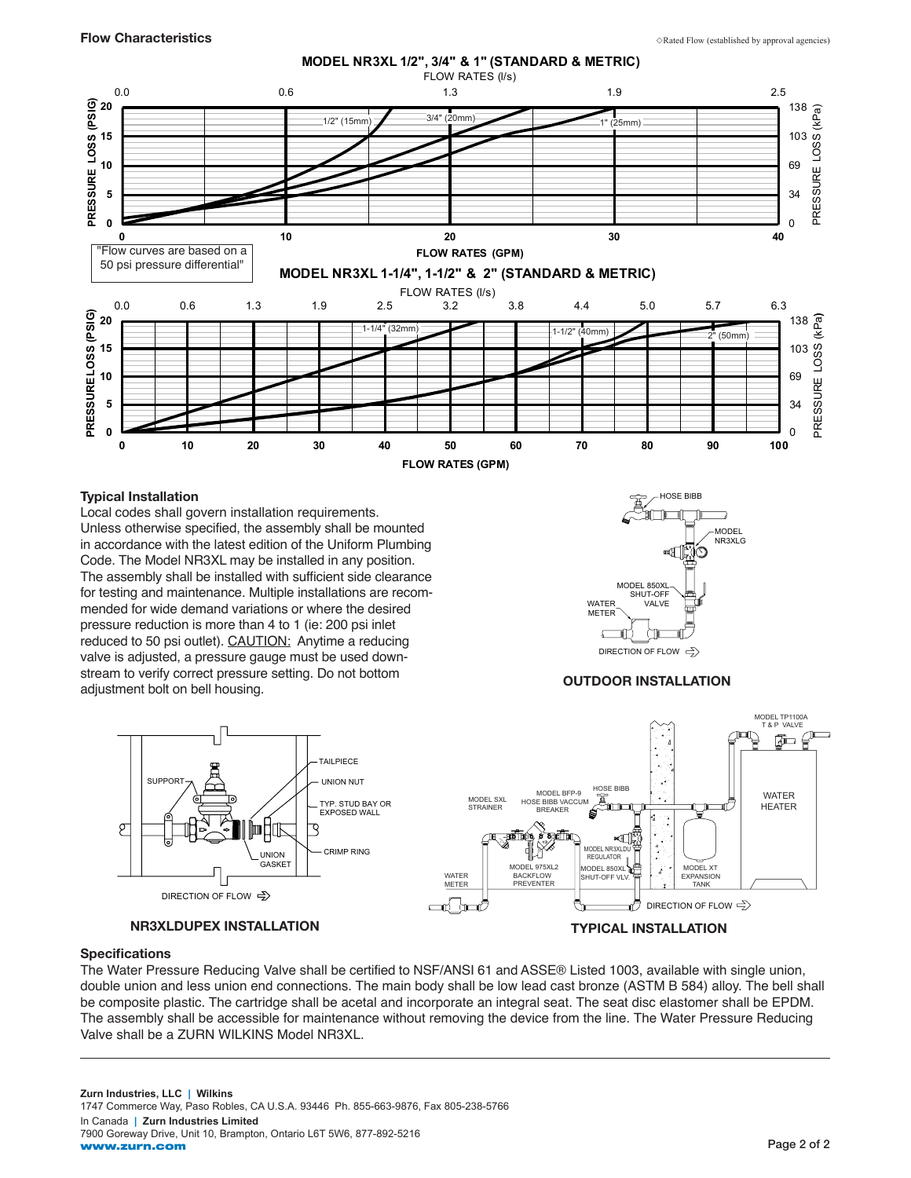## Flow Characteristics

◇Rated Flow (established by approval agencies)

**MODEL NR3XL 1/2", 3/4" & 1" (STANDARD & METRIC)**

FLOW RATES (l/s)

0.0 0.6 1.3 1.9 2.5

PRESSURE LOSS (PSIG)

20 15 10 5 0

PRESSURE LOSS (kPa)

138 103 69 34 0

1/2" (15mm)

3/4" (20mm)

1" (25mm)

0 10 20 30 40

**FLOW RATES (GPM)**

"Flow curves are based on a 50 psi pressure differential"

**MODEL NR3XL 1-1/4", 1-1/2" & 2" (STANDARD & METRIC)**

FLOW RATES (l/s)

0.0 0.6 1.3 1.9 2.5 3.2 3.8 4.4 5.0 5.7 6.3

PRESSURELOSS (PSIG)

20 15 10 5 0

PRESSURE LOSS (kPa)

138 103 69 34 0

1-1/4" (32mm)

1-1/2" (40mm)

2" (50mm)

0 10 20 30 40 50 60 70 80 90 100

**FLOW RATES (GPM)**

### Typical Installation

Local codes shall govern installation requirements. Unless otherwise specified, the assembly shall be mounted in accordance with the latest edition of the Uniform Plumbing Code. The Model NR3XL may be installed in any position. The assembly shall be installed with sufficient side clearance for testing and maintenance. Multiple installations are recommended for wide demand variations or where the desired pressure reduction is more than 4 to 1 (ie: 200 psi inlet reduced to 50 psi outlet). CAUTION: Anytime a reducing valve is adjusted, a pressure gauge must be used downstream to verify correct pressure setting. Do not bottom adjustment bolt on bell housing.

HOSE BIBB

MODEL NR3XLG

MODEL 850XL SHUT-OFF VALVE

WATER METER

DIRECTION OF FLOW

**OUTDOOR INSTALLATION**

TAILPIECE

SUPPORT

UNION NUT

TYP. STUD BAY OR EXPOSED WALL

UNION GASKET

CRIMP RING

DIRECTION OF FLOW

**NR3XLDUPEX INSTALLATION**

MODEL TP1100A T & P VALVE

MODEL SXL STRAINER

MODEL BFP-9 HOSE BIBB VACCUM BREAKER

HOSE BIBB

WATER HEATER

MODEL NR3XLDU REGULATOR

WATER METER

MODEL 975XL2 BACKFLOW PREVENTER

MODEL 850XL SHUT-OFF VLV.

MODEL XT EXPANSION TANK

DIRECTION OF FLOW

**TYPICAL INSTALLATION**

### Specifications

The Water Pressure Reducing Valve shall be certified to NSF/ANSI 61 and ASSE® Listed 1003, available with single union, double union and less union end connections. The main body shall be low lead cast bronze (ASTM B 584) alloy. The bell shall be composite plastic. The cartridge shall be acetal and incorporate an integral seat. The seat disc elastomer shall be EPDM. The assembly shall be accessible for maintenance without removing the device from the line. The Water Pressure Reducing Valve shall be a ZURN WILKINS Model NR3XL.

**Zurn Industries, LLC | Wilkins**
1747 Commerce Way, Paso Robles, CA U.S.A. 93446 Ph. 855-663-9876, Fax 805-238-5766
In Canada | **Zurn Industries Limited**
7900 Goreway Drive, Unit 10, Brampton, Ontario L6T 5W6, 877-892-5216
**www.zurn.com**